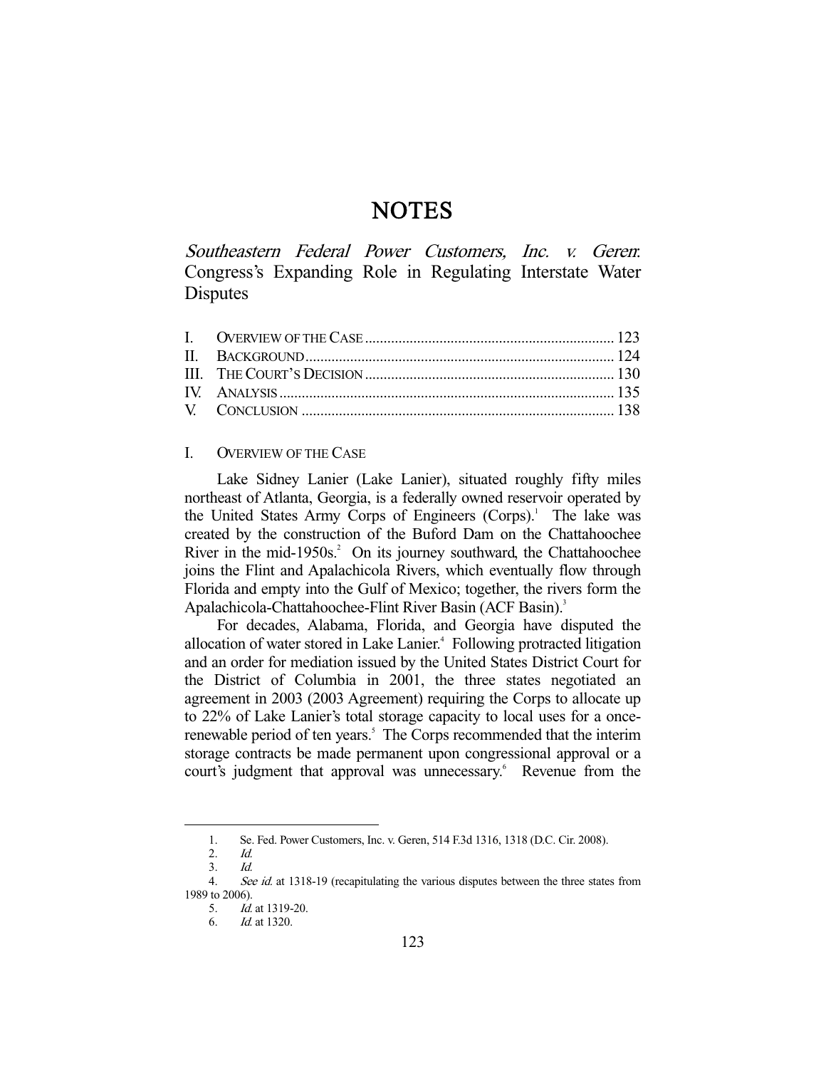# NOTES

## *Southeastern Federal Power Customers, Inc. v. Geren*: Congress's Expanding Role in Regulating Interstate Water Disputes

| | | |
|---|---|---|
| I. | OVERVIEW OF THE CASE | 123 |
| II. | BACKGROUND | 124 |
| III. | THE COURT'S DECISION | 130 |
| IV. | ANALYSIS | 135 |
| V. | CONCLUSION | 138 |

### I. OVERVIEW OF THE CASE

Lake Sidney Lanier (Lake Lanier), situated roughly fifty miles northeast of Atlanta, Georgia, is a federally owned reservoir operated by the United States Army Corps of Engineers (Corps).[1] The lake was created by the construction of the Buford Dam on the Chattahoochee River in the mid-1950s.[2] On its journey southward, the Chattahoochee joins the Flint and Apalachicola Rivers, which eventually flow through Florida and empty into the Gulf of Mexico; together, the rivers form the Apalachicola-Chattahoochee-Flint River Basin (ACF Basin).[3]

For decades, Alabama, Florida, and Georgia have disputed the allocation of water stored in Lake Lanier.[4] Following protracted litigation and an order for mediation issued by the United States District Court for the District of Columbia in 2001, the three states negotiated an agreement in 2003 (2003 Agreement) requiring the Corps to allocate up to 22% of Lake Lanier's total storage capacity to local uses for a once-renewable period of ten years.[5] The Corps recommended that the interim storage contracts be made permanent upon congressional approval or a court's judgment that approval was unnecessary.[6] Revenue from the

---

1. Se. Fed. Power Customers, Inc. v. Geren, 514 F.3d 1316, 1318 (D.C. Cir. 2008).
2. *Id.*
3. *Id.*
4. *See id.* at 1318-19 (recapitulating the various disputes between the three states from 1989 to 2006).
5. *Id.* at 1319-20.
6. *Id.* at 1320.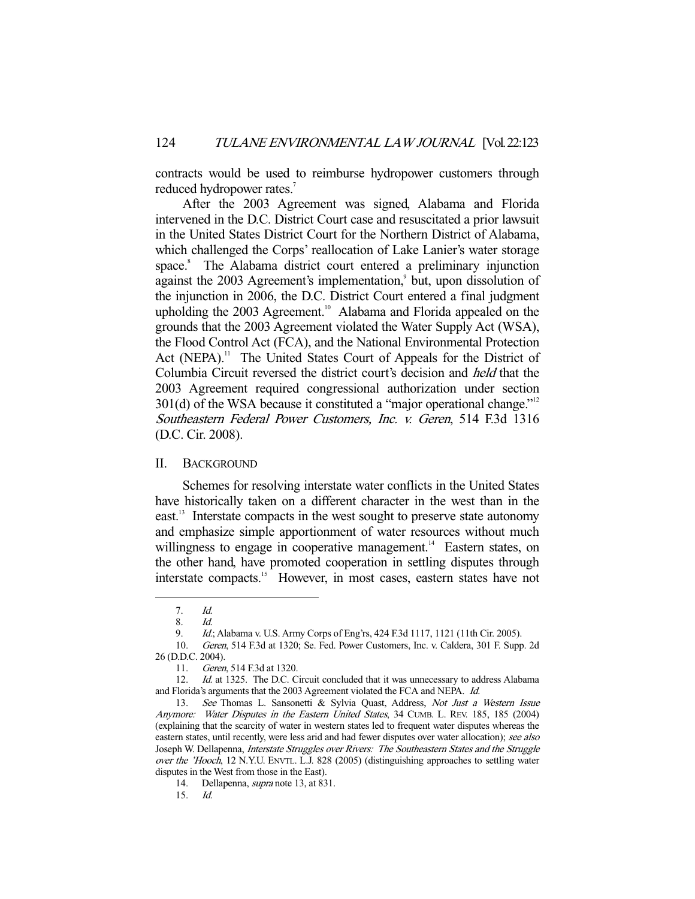contracts would be used to reimburse hydropower customers through reduced hydropower rates.[7]

After the 2003 Agreement was signed, Alabama and Florida intervened in the D.C. District Court case and resuscitated a prior lawsuit in the United States District Court for the Northern District of Alabama, which challenged the Corps' reallocation of Lake Lanier's water storage space.[8] The Alabama district court entered a preliminary injunction against the 2003 Agreement's implementation,[9] but, upon dissolution of the injunction in 2006, the D.C. District Court entered a final judgment upholding the 2003 Agreement.[10] Alabama and Florida appealed on the grounds that the 2003 Agreement violated the Water Supply Act (WSA), the Flood Control Act (FCA), and the National Environmental Protection Act (NEPA).[11] The United States Court of Appeals for the District of Columbia Circuit reversed the district court's decision and *held* that the 2003 Agreement required congressional authorization under section 301(d) of the WSA because it constituted a "major operational change."[12] *Southeastern Federal Power Customers, Inc. v. Geren*, 514 F.3d 1316 (D.C. Cir. 2008).

## II. BACKGROUND

Schemes for resolving interstate water conflicts in the United States have historically taken on a different character in the west than in the east.[13] Interstate compacts in the west sought to preserve state autonomy and emphasize simple apportionment of water resources without much willingness to engage in cooperative management.[14] Eastern states, on the other hand, have promoted cooperation in settling disputes through interstate compacts.[15] However, in most cases, eastern states have not

---

7. *Id.*

8. *Id.*

9. *Id.*; Alabama v. U.S. Army Corps of Eng'rs, 424 F.3d 1117, 1121 (11th Cir. 2005).

10. *Geren*, 514 F.3d at 1320; Se. Fed. Power Customers, Inc. v. Caldera, 301 F. Supp. 2d 26 (D.D.C. 2004).

11. *Geren*, 514 F.3d at 1320.

12. *Id.* at 1325. The D.C. Circuit concluded that it was unnecessary to address Alabama and Florida's arguments that the 2003 Agreement violated the FCA and NEPA. *Id.*

13. *See* Thomas L. Sansonetti & Sylvia Quast, Address, *Not Just a Western Issue Anymore: Water Disputes in the Eastern United States*, 34 CUMB. L. REV. 185, 185 (2004) (explaining that the scarcity of water in western states led to frequent water disputes whereas the eastern states, until recently, were less arid and had fewer disputes over water allocation); *see also* Joseph W. Dellapenna, *Interstate Struggles over Rivers: The Southeastern States and the Struggle over the 'Hooch*, 12 N.Y.U. ENVTL. L.J. 828 (2005) (distinguishing approaches to settling water disputes in the West from those in the East).

14. Dellapenna, *supra* note 13, at 831.

15. *Id.*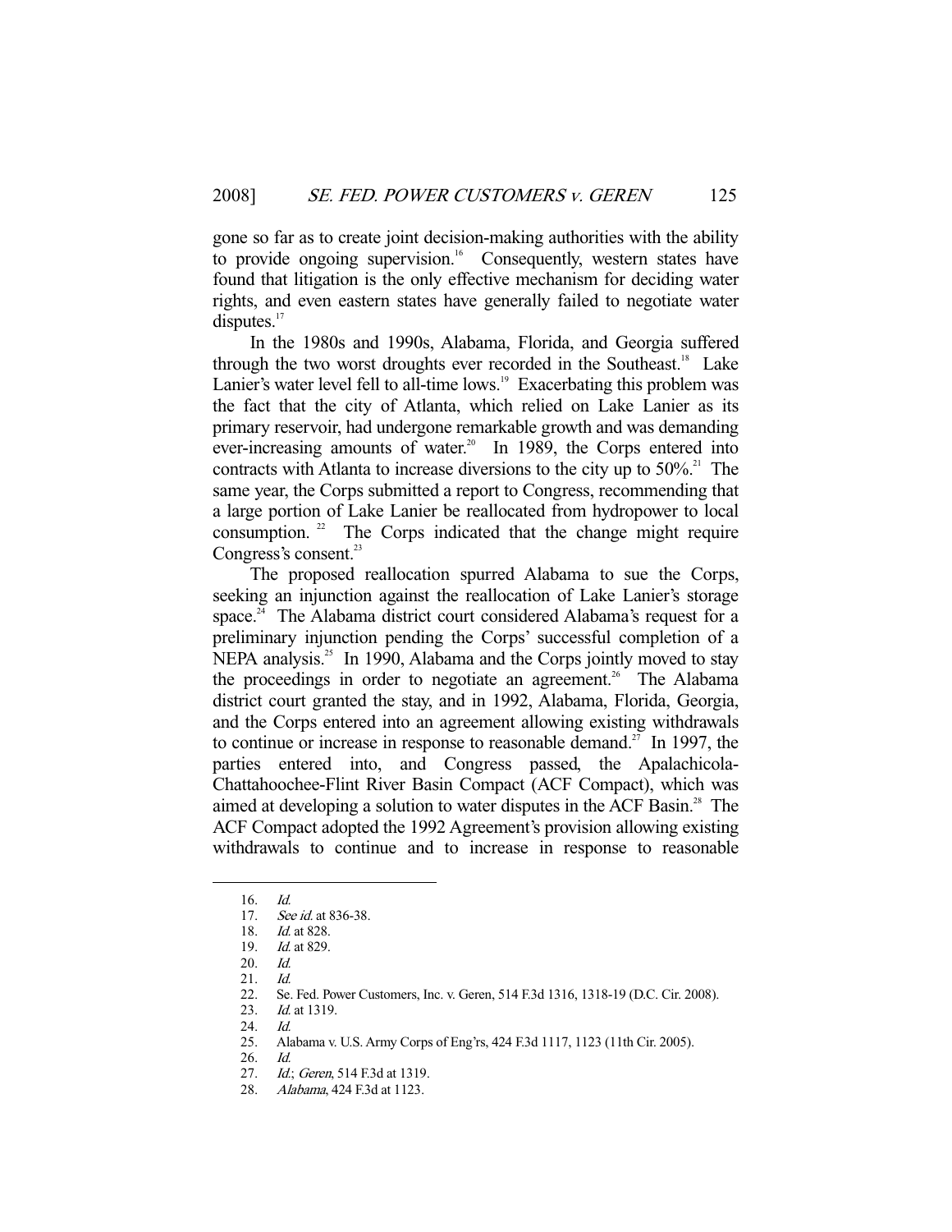gone so far as to create joint decision-making authorities with the ability to provide ongoing supervision.[16] Consequently, western states have found that litigation is the only effective mechanism for deciding water rights, and even eastern states have generally failed to negotiate water disputes.[17]

In the 1980s and 1990s, Alabama, Florida, and Georgia suffered through the two worst droughts ever recorded in the Southeast.[18] Lake Lanier's water level fell to all-time lows.[19] Exacerbating this problem was the fact that the city of Atlanta, which relied on Lake Lanier as its primary reservoir, had undergone remarkable growth and was demanding ever-increasing amounts of water.[20] In 1989, the Corps entered into contracts with Atlanta to increase diversions to the city up to 50%.[21] The same year, the Corps submitted a report to Congress, recommending that a large portion of Lake Lanier be reallocated from hydropower to local consumption.[22] The Corps indicated that the change might require Congress's consent.[23]

The proposed reallocation spurred Alabama to sue the Corps, seeking an injunction against the reallocation of Lake Lanier's storage space.[24] The Alabama district court considered Alabama's request for a preliminary injunction pending the Corps' successful completion of a NEPA analysis.[25] In 1990, Alabama and the Corps jointly moved to stay the proceedings in order to negotiate an agreement.[26] The Alabama district court granted the stay, and in 1992, Alabama, Florida, Georgia, and the Corps entered into an agreement allowing existing withdrawals to continue or increase in response to reasonable demand.[27] In 1997, the parties entered into, and Congress passed, the Apalachicola-Chattahoochee-Flint River Basin Compact (ACF Compact), which was aimed at developing a solution to water disputes in the ACF Basin.[28] The ACF Compact adopted the 1992 Agreement's provision allowing existing withdrawals to continue and to increase in response to reasonable

---

16. *Id.*
17. *See id.* at 836-38.
18. *Id.* at 828.
19. *Id.* at 829.
20. *Id.*
21. *Id.*
22. Se. Fed. Power Customers, Inc. v. Geren, 514 F.3d 1316, 1318-19 (D.C. Cir. 2008).
23. *Id.* at 1319.
24. *Id.*
25. Alabama v. U.S. Army Corps of Eng'rs, 424 F.3d 1117, 1123 (11th Cir. 2005).
26. *Id.*
27. *Id.*; *Geren*, 514 F.3d at 1319.
28. *Alabama*, 424 F.3d at 1123.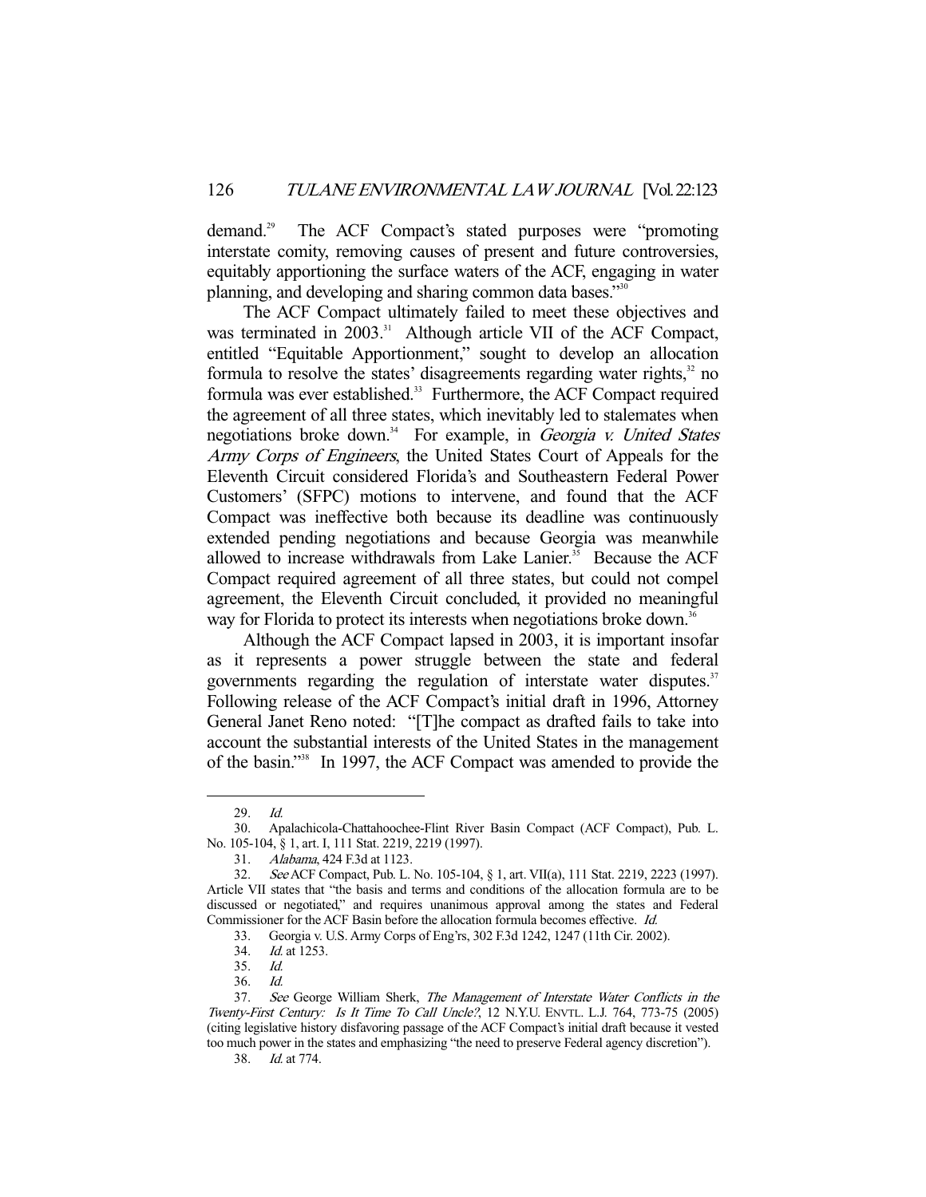demand.[29] The ACF Compact's stated purposes were "promoting interstate comity, removing causes of present and future controversies, equitably apportioning the surface waters of the ACF, engaging in water planning, and developing and sharing common data bases."[30]

The ACF Compact ultimately failed to meet these objectives and was terminated in 2003.[31] Although article VII of the ACF Compact, entitled "Equitable Apportionment," sought to develop an allocation formula to resolve the states' disagreements regarding water rights,[32] no formula was ever established.[33] Furthermore, the ACF Compact required the agreement of all three states, which inevitably led to stalemates when negotiations broke down.[34] For example, in *Georgia v. United States Army Corps of Engineers*, the United States Court of Appeals for the Eleventh Circuit considered Florida's and Southeastern Federal Power Customers' (SFPC) motions to intervene, and found that the ACF Compact was ineffective both because its deadline was continuously extended pending negotiations and because Georgia was meanwhile allowed to increase withdrawals from Lake Lanier.[35] Because the ACF Compact required agreement of all three states, but could not compel agreement, the Eleventh Circuit concluded, it provided no meaningful way for Florida to protect its interests when negotiations broke down.[36]

Although the ACF Compact lapsed in 2003, it is important insofar as it represents a power struggle between the state and federal governments regarding the regulation of interstate water disputes.[37] Following release of the ACF Compact's initial draft in 1996, Attorney General Janet Reno noted: "[T]he compact as drafted fails to take into account the substantial interests of the United States in the management of the basin."[38] In 1997, the ACF Compact was amended to provide the

---

29. *Id.*

30. Apalachicola-Chattahoochee-Flint River Basin Compact (ACF Compact), Pub. L. No. 105-104, § 1, art. I, 111 Stat. 2219, 2219 (1997).

31. *Alabama*, 424 F.3d at 1123.

32. *See* ACF Compact, Pub. L. No. 105-104, § 1, art. VII(a), 111 Stat. 2219, 2223 (1997). Article VII states that "the basis and terms and conditions of the allocation formula are to be discussed or negotiated," and requires unanimous approval among the states and Federal Commissioner for the ACF Basin before the allocation formula becomes effective. *Id.*

33. Georgia v. U.S. Army Corps of Eng'rs, 302 F.3d 1242, 1247 (11th Cir. 2002).

34. *Id.* at 1253.

35. *Id.*

36. *Id.*

37. *See* George William Sherk, *The Management of Interstate Water Conflicts in the Twenty-First Century: Is It Time To Call Uncle?*, 12 N.Y.U. ENVTL. L.J. 764, 773-75 (2005) (citing legislative history disfavoring passage of the ACF Compact's initial draft because it vested too much power in the states and emphasizing "the need to preserve Federal agency discretion").

38. *Id.* at 774.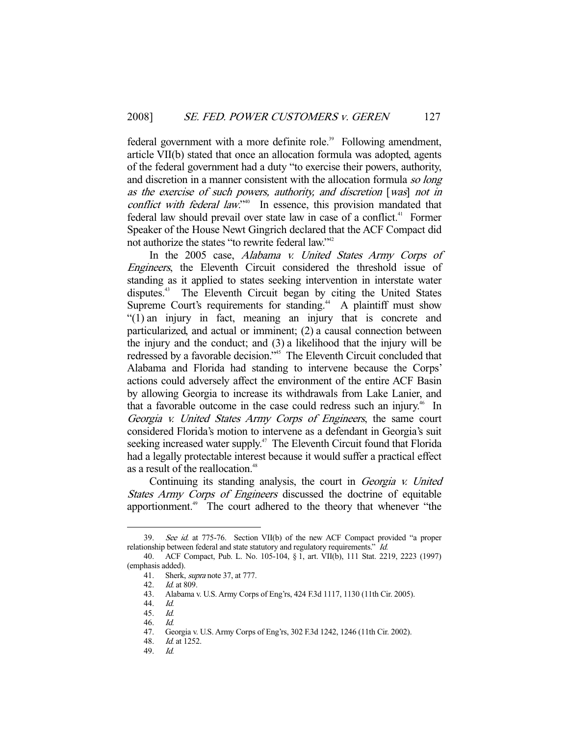federal government with a more definite role.[39] Following amendment, article VII(b) stated that once an allocation formula was adopted, agents of the federal government had a duty "to exercise their powers, authority, and discretion in a manner consistent with the allocation formula *so long as the exercise of such powers, authority, and discretion* [*was*] *not in conflict with federal law*."[40] In essence, this provision mandated that federal law should prevail over state law in case of a conflict.[41] Former Speaker of the House Newt Gingrich declared that the ACF Compact did not authorize the states "to rewrite federal law."[42]

In the 2005 case, *Alabama v. United States Army Corps of Engineers*, the Eleventh Circuit considered the threshold issue of standing as it applied to states seeking intervention in interstate water disputes.[43] The Eleventh Circuit began by citing the United States Supreme Court's requirements for standing.[44] A plaintiff must show "(1) an injury in fact, meaning an injury that is concrete and particularized, and actual or imminent; (2) a causal connection between the injury and the conduct; and (3) a likelihood that the injury will be redressed by a favorable decision."[45] The Eleventh Circuit concluded that Alabama and Florida had standing to intervene because the Corps' actions could adversely affect the environment of the entire ACF Basin by allowing Georgia to increase its withdrawals from Lake Lanier, and that a favorable outcome in the case could redress such an injury.[46] In *Georgia v. United States Army Corps of Engineers*, the same court considered Florida's motion to intervene as a defendant in Georgia's suit seeking increased water supply.[47] The Eleventh Circuit found that Florida had a legally protectable interest because it would suffer a practical effect as a result of the reallocation.[48]

Continuing its standing analysis, the court in *Georgia v. United States Army Corps of Engineers* discussed the doctrine of equitable apportionment.[49] The court adhered to the theory that whenever "the

---

39. *See id.* at 775-76. Section VII(b) of the new ACF Compact provided "a proper relationship between federal and state statutory and regulatory requirements." *Id.*

40. ACF Compact, Pub. L. No. 105-104, § 1, art. VII(b), 111 Stat. 2219, 2223 (1997) (emphasis added).

41. Sherk, *supra* note 37, at 777.

42. *Id.* at 809.

43. Alabama v. U.S. Army Corps of Eng'rs, 424 F.3d 1117, 1130 (11th Cir. 2005).

44. *Id.*

45. *Id.*

46. *Id.*

47. Georgia v. U.S. Army Corps of Eng'rs, 302 F.3d 1242, 1246 (11th Cir. 2002).

48. *Id.* at 1252.

49. *Id.*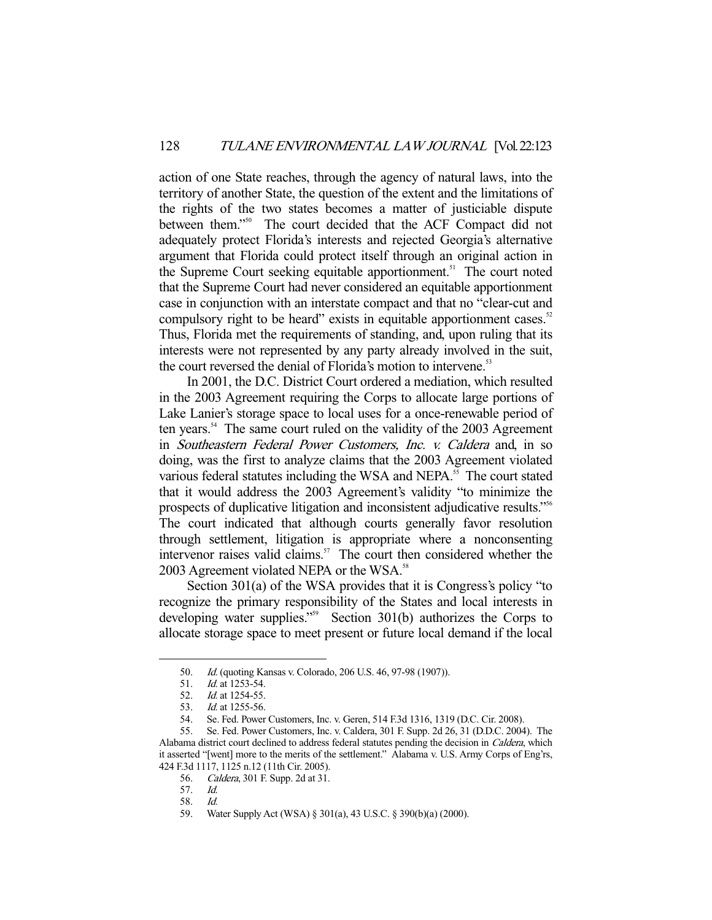action of one State reaches, through the agency of natural laws, into the territory of another State, the question of the extent and the limitations of the rights of the two states becomes a matter of justiciable dispute between them."[50] The court decided that the ACF Compact did not adequately protect Florida's interests and rejected Georgia's alternative argument that Florida could protect itself through an original action in the Supreme Court seeking equitable apportionment.[51] The court noted that the Supreme Court had never considered an equitable apportionment case in conjunction with an interstate compact and that no "clear-cut and compulsory right to be heard" exists in equitable apportionment cases.[52] Thus, Florida met the requirements of standing, and, upon ruling that its interests were not represented by any party already involved in the suit, the court reversed the denial of Florida's motion to intervene.[53]

In 2001, the D.C. District Court ordered a mediation, which resulted in the 2003 Agreement requiring the Corps to allocate large portions of Lake Lanier's storage space to local uses for a once-renewable period of ten years.[54] The same court ruled on the validity of the 2003 Agreement in *Southeastern Federal Power Customers, Inc. v. Caldera* and, in so doing, was the first to analyze claims that the 2003 Agreement violated various federal statutes including the WSA and NEPA.[55] The court stated that it would address the 2003 Agreement's validity "to minimize the prospects of duplicative litigation and inconsistent adjudicative results."[56] The court indicated that although courts generally favor resolution through settlement, litigation is appropriate where a nonconsenting intervenor raises valid claims.[57] The court then considered whether the 2003 Agreement violated NEPA or the WSA.[58]

Section 301(a) of the WSA provides that it is Congress's policy "to recognize the primary responsibility of the States and local interests in developing water supplies."[59] Section 301(b) authorizes the Corps to allocate storage space to meet present or future local demand if the local

---

50. *Id.* (quoting Kansas v. Colorado, 206 U.S. 46, 97-98 (1907)).

51. *Id.* at 1253-54.

52. *Id.* at 1254-55.

53. *Id.* at 1255-56.

54. Se. Fed. Power Customers, Inc. v. Geren, 514 F.3d 1316, 1319 (D.C. Cir. 2008).

55. Se. Fed. Power Customers, Inc. v. Caldera, 301 F. Supp. 2d 26, 31 (D.D.C. 2004). The Alabama district court declined to address federal statutes pending the decision in *Caldera*, which it asserted "[went] more to the merits of the settlement." Alabama v. U.S. Army Corps of Eng'rs, 424 F.3d 1117, 1125 n.12 (11th Cir. 2005).

56. *Caldera*, 301 F. Supp. 2d at 31.

57. *Id.*

58. *Id.*

59. Water Supply Act (WSA) § 301(a), 43 U.S.C. § 390(b)(a) (2000).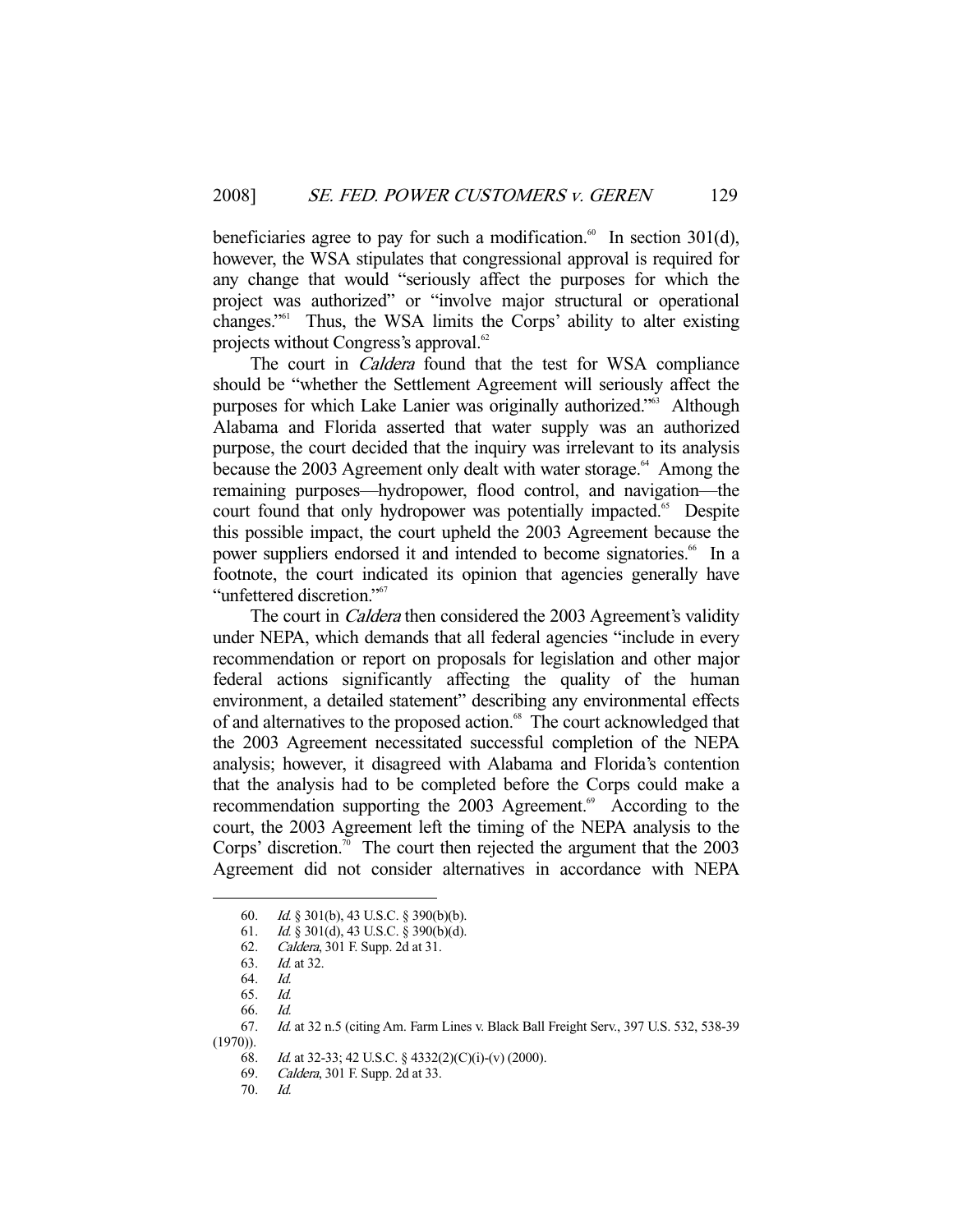beneficiaries agree to pay for such a modification.[60] In section 301(d), however, the WSA stipulates that congressional approval is required for any change that would "seriously affect the purposes for which the project was authorized" or "involve major structural or operational changes."[61] Thus, the WSA limits the Corps' ability to alter existing projects without Congress's approval.[62]

The court in *Caldera* found that the test for WSA compliance should be "whether the Settlement Agreement will seriously affect the purposes for which Lake Lanier was originally authorized."[63] Although Alabama and Florida asserted that water supply was an authorized purpose, the court decided that the inquiry was irrelevant to its analysis because the 2003 Agreement only dealt with water storage.[64] Among the remaining purposes—hydropower, flood control, and navigation—the court found that only hydropower was potentially impacted.[65] Despite this possible impact, the court upheld the 2003 Agreement because the power suppliers endorsed it and intended to become signatories.[66] In a footnote, the court indicated its opinion that agencies generally have "unfettered discretion."[67]

The court in *Caldera* then considered the 2003 Agreement's validity under NEPA, which demands that all federal agencies "include in every recommendation or report on proposals for legislation and other major federal actions significantly affecting the quality of the human environment, a detailed statement" describing any environmental effects of and alternatives to the proposed action.[68] The court acknowledged that the 2003 Agreement necessitated successful completion of the NEPA analysis; however, it disagreed with Alabama and Florida's contention that the analysis had to be completed before the Corps could make a recommendation supporting the 2003 Agreement.[69] According to the court, the 2003 Agreement left the timing of the NEPA analysis to the Corps' discretion.[70] The court then rejected the argument that the 2003 Agreement did not consider alternatives in accordance with NEPA

---

60. *Id.* § 301(b), 43 U.S.C. § 390(b)(b).
61. *Id.* § 301(d), 43 U.S.C. § 390(b)(d).
62. *Caldera*, 301 F. Supp. 2d at 31.
63. *Id.* at 32.
64. *Id.*
65. *Id.*
66. *Id.*
67. *Id.* at 32 n.5 (citing Am. Farm Lines v. Black Ball Freight Serv., 397 U.S. 532, 538-39 (1970)).
68. *Id.* at 32-33; 42 U.S.C. § 4332(2)(C)(i)-(v) (2000).
69. *Caldera*, 301 F. Supp. 2d at 33.
70. *Id.*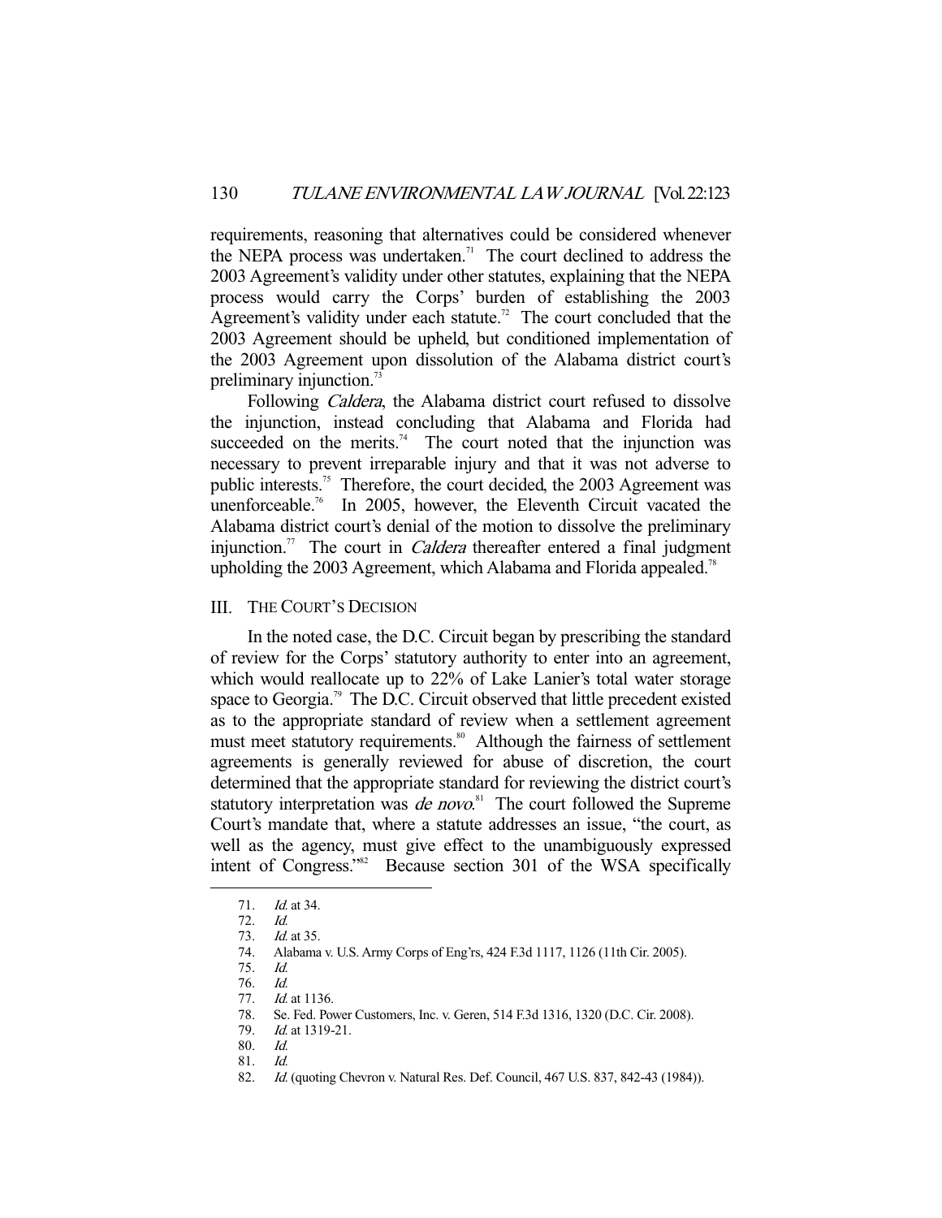requirements, reasoning that alternatives could be considered whenever the NEPA process was undertaken.[71] The court declined to address the 2003 Agreement's validity under other statutes, explaining that the NEPA process would carry the Corps' burden of establishing the 2003 Agreement's validity under each statute.[72] The court concluded that the 2003 Agreement should be upheld, but conditioned implementation of the 2003 Agreement upon dissolution of the Alabama district court's preliminary injunction.[73]

Following *Caldera*, the Alabama district court refused to dissolve the injunction, instead concluding that Alabama and Florida had succeeded on the merits.[74] The court noted that the injunction was necessary to prevent irreparable injury and that it was not adverse to public interests.[75] Therefore, the court decided, the 2003 Agreement was unenforceable.[76] In 2005, however, the Eleventh Circuit vacated the Alabama district court's denial of the motion to dissolve the preliminary injunction.[77] The court in *Caldera* thereafter entered a final judgment upholding the 2003 Agreement, which Alabama and Florida appealed.[78]

## III. THE COURT'S DECISION

In the noted case, the D.C. Circuit began by prescribing the standard of review for the Corps' statutory authority to enter into an agreement, which would reallocate up to 22% of Lake Lanier's total water storage space to Georgia.[79] The D.C. Circuit observed that little precedent existed as to the appropriate standard of review when a settlement agreement must meet statutory requirements.[80] Although the fairness of settlement agreements is generally reviewed for abuse of discretion, the court determined that the appropriate standard for reviewing the district court's statutory interpretation was *de novo*.[81] The court followed the Supreme Court's mandate that, where a statute addresses an issue, "the court, as well as the agency, must give effect to the unambiguously expressed intent of Congress."[82] Because section 301 of the WSA specifically

---

71. *Id.* at 34.
72. *Id.*
73. *Id.* at 35.
74. Alabama v. U.S. Army Corps of Eng'rs, 424 F.3d 1117, 1126 (11th Cir. 2005).
75. *Id.*
76. *Id.*
77. *Id.* at 1136.
78. Se. Fed. Power Customers, Inc. v. Geren, 514 F.3d 1316, 1320 (D.C. Cir. 2008).
79. *Id.* at 1319-21.
80. *Id.*
81. *Id.*
82. *Id.* (quoting Chevron v. Natural Res. Def. Council, 467 U.S. 837, 842-43 (1984)).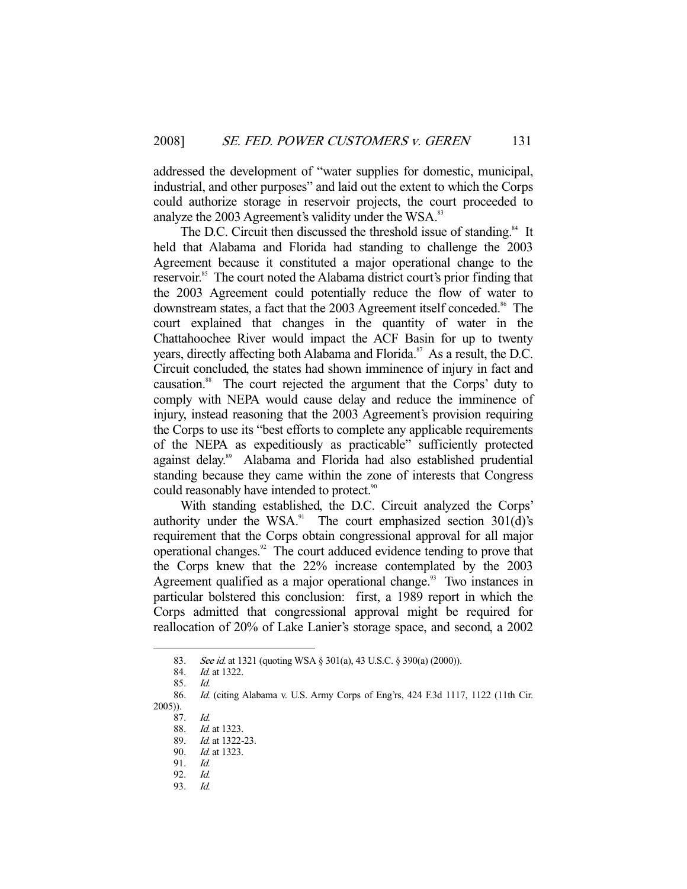addressed the development of "water supplies for domestic, municipal, industrial, and other purposes" and laid out the extent to which the Corps could authorize storage in reservoir projects, the court proceeded to analyze the 2003 Agreement's validity under the WSA.[83]

The D.C. Circuit then discussed the threshold issue of standing.[84] It held that Alabama and Florida had standing to challenge the 2003 Agreement because it constituted a major operational change to the reservoir.[85] The court noted the Alabama district court's prior finding that the 2003 Agreement could potentially reduce the flow of water to downstream states, a fact that the 2003 Agreement itself conceded.[86] The court explained that changes in the quantity of water in the Chattahoochee River would impact the ACF Basin for up to twenty years, directly affecting both Alabama and Florida.[87] As a result, the D.C. Circuit concluded, the states had shown imminence of injury in fact and causation.[88] The court rejected the argument that the Corps' duty to comply with NEPA would cause delay and reduce the imminence of injury, instead reasoning that the 2003 Agreement's provision requiring the Corps to use its "best efforts to complete any applicable requirements of the NEPA as expeditiously as practicable" sufficiently protected against delay.[89] Alabama and Florida had also established prudential standing because they came within the zone of interests that Congress could reasonably have intended to protect.[90]

With standing established, the D.C. Circuit analyzed the Corps' authority under the WSA.[91] The court emphasized section 301(d)'s requirement that the Corps obtain congressional approval for all major operational changes.[92] The court adduced evidence tending to prove that the Corps knew that the 22% increase contemplated by the 2003 Agreement qualified as a major operational change.[93] Two instances in particular bolstered this conclusion: first, a 1989 report in which the Corps admitted that congressional approval might be required for reallocation of 20% of Lake Lanier's storage space, and second, a 2002

---

83. *See id.* at 1321 (quoting WSA § 301(a), 43 U.S.C. § 390(a) (2000)).

84. *Id.* at 1322.

85. *Id.*

86. *Id.* (citing Alabama v. U.S. Army Corps of Eng'rs, 424 F.3d 1117, 1122 (11th Cir. 2005)).

87. *Id.*

88. *Id.* at 1323.

89. *Id.* at 1322-23.

90. *Id.* at 1323.

91. *Id.*

92. *Id.*

93. *Id.*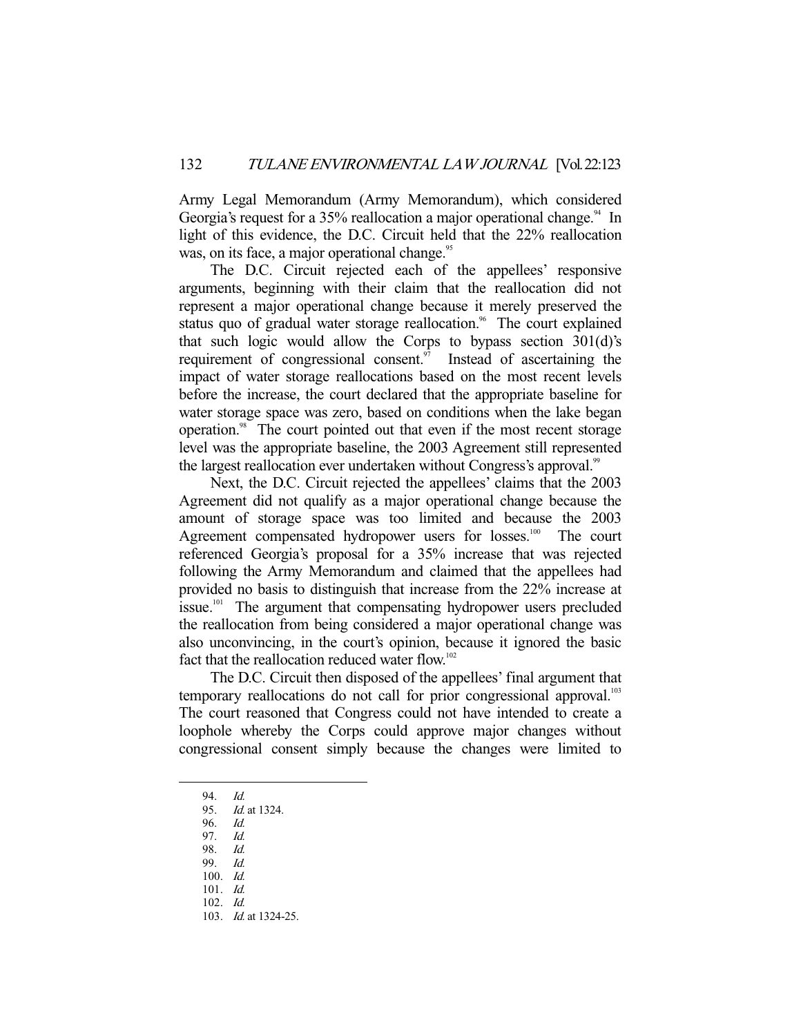Army Legal Memorandum (Army Memorandum), which considered Georgia's request for a 35% reallocation a major operational change.[94] In light of this evidence, the D.C. Circuit held that the 22% reallocation was, on its face, a major operational change.[95]

The D.C. Circuit rejected each of the appellees' responsive arguments, beginning with their claim that the reallocation did not represent a major operational change because it merely preserved the status quo of gradual water storage reallocation.[96] The court explained that such logic would allow the Corps to bypass section 301(d)'s requirement of congressional consent.[97] Instead of ascertaining the impact of water storage reallocations based on the most recent levels before the increase, the court declared that the appropriate baseline for water storage space was zero, based on conditions when the lake began operation.[98] The court pointed out that even if the most recent storage level was the appropriate baseline, the 2003 Agreement still represented the largest reallocation ever undertaken without Congress's approval.[99]

Next, the D.C. Circuit rejected the appellees' claims that the 2003 Agreement did not qualify as a major operational change because the amount of storage space was too limited and because the 2003 Agreement compensated hydropower users for losses.[100] The court referenced Georgia's proposal for a 35% increase that was rejected following the Army Memorandum and claimed that the appellees had provided no basis to distinguish that increase from the 22% increase at issue.[101] The argument that compensating hydropower users precluded the reallocation from being considered a major operational change was also unconvincing, in the court's opinion, because it ignored the basic fact that the reallocation reduced water flow.[102]

The D.C. Circuit then disposed of the appellees' final argument that temporary reallocations do not call for prior congressional approval.[103] The court reasoned that Congress could not have intended to create a loophole whereby the Corps could approve major changes without congressional consent simply because the changes were limited to

---

94. *Id.*
95. *Id.* at 1324.
96. *Id.*
97. *Id.*
98. *Id.*
99. *Id.*
100. *Id.*
101. *Id.*
102. *Id.*
103. *Id.* at 1324-25.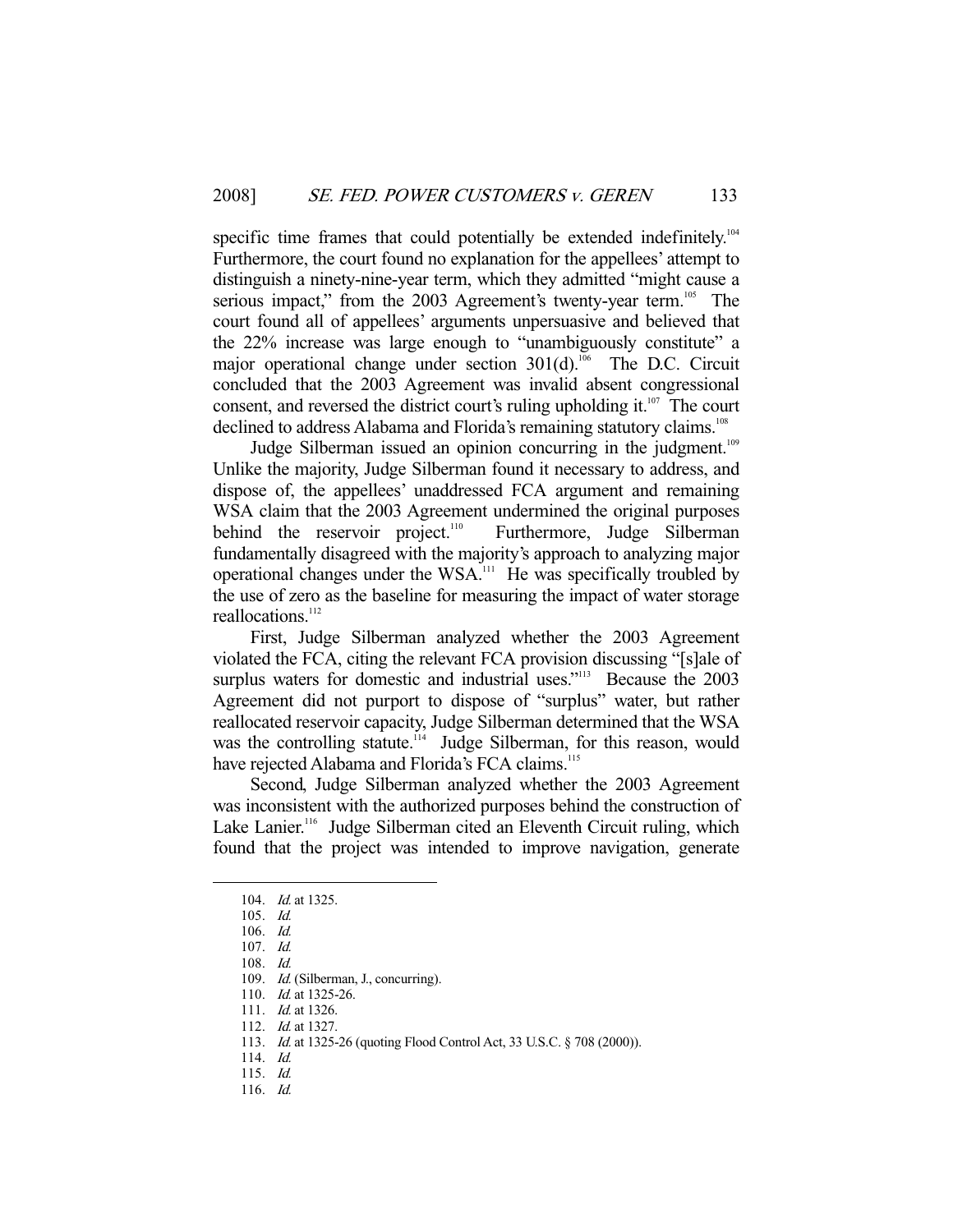specific time frames that could potentially be extended indefinitely.[104] Furthermore, the court found no explanation for the appellees' attempt to distinguish a ninety-nine-year term, which they admitted "might cause a serious impact," from the 2003 Agreement's twenty-year term.[105] The court found all of appellees' arguments unpersuasive and believed that the 22% increase was large enough to "unambiguously constitute" a major operational change under section 301(d).[106] The D.C. Circuit concluded that the 2003 Agreement was invalid absent congressional consent, and reversed the district court's ruling upholding it.[107] The court declined to address Alabama and Florida's remaining statutory claims.[108]

Judge Silberman issued an opinion concurring in the judgment.[109] Unlike the majority, Judge Silberman found it necessary to address, and dispose of, the appellees' unaddressed FCA argument and remaining WSA claim that the 2003 Agreement undermined the original purposes behind the reservoir project.[110] Furthermore, Judge Silberman fundamentally disagreed with the majority's approach to analyzing major operational changes under the WSA.[111] He was specifically troubled by the use of zero as the baseline for measuring the impact of water storage reallocations.[112]

First, Judge Silberman analyzed whether the 2003 Agreement violated the FCA, citing the relevant FCA provision discussing "[s]ale of surplus waters for domestic and industrial uses."[113] Because the 2003 Agreement did not purport to dispose of "surplus" water, but rather reallocated reservoir capacity, Judge Silberman determined that the WSA was the controlling statute.[114] Judge Silberman, for this reason, would have rejected Alabama and Florida's FCA claims.[115]

Second, Judge Silberman analyzed whether the 2003 Agreement was inconsistent with the authorized purposes behind the construction of Lake Lanier.[116] Judge Silberman cited an Eleventh Circuit ruling, which found that the project was intended to improve navigation, generate

---

104. *Id.* at 1325.

105. *Id.*

106. *Id.*

107. *Id.*

108. *Id.*

109. *Id.* (Silberman, J., concurring).

110. *Id.* at 1325-26.

111. *Id.* at 1326.

112. *Id.* at 1327.

113. *Id.* at 1325-26 (quoting Flood Control Act, 33 U.S.C. § 708 (2000)).

114. *Id.*

115. *Id.*

116. *Id.*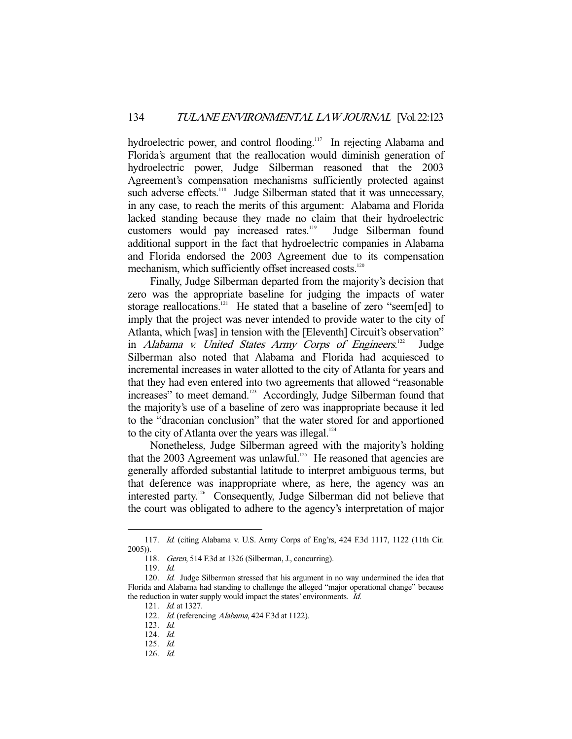hydroelectric power, and control flooding.[117] In rejecting Alabama and Florida's argument that the reallocation would diminish generation of hydroelectric power, Judge Silberman reasoned that the 2003 Agreement's compensation mechanisms sufficiently protected against such adverse effects.[118] Judge Silberman stated that it was unnecessary, in any case, to reach the merits of this argument: Alabama and Florida lacked standing because they made no claim that their hydroelectric customers would pay increased rates.[119] Judge Silberman found additional support in the fact that hydroelectric companies in Alabama and Florida endorsed the 2003 Agreement due to its compensation mechanism, which sufficiently offset increased costs.[120]

Finally, Judge Silberman departed from the majority's decision that zero was the appropriate baseline for judging the impacts of water storage reallocations.[121] He stated that a baseline of zero "seem[ed] to imply that the project was never intended to provide water to the city of Atlanta, which [was] in tension with the [Eleventh] Circuit's observation" in *Alabama v. United States Army Corps of Engineers*.[122] Judge Silberman also noted that Alabama and Florida had acquiesced to incremental increases in water allotted to the city of Atlanta for years and that they had even entered into two agreements that allowed "reasonable increases" to meet demand.[123] Accordingly, Judge Silberman found that the majority's use of a baseline of zero was inappropriate because it led to the "draconian conclusion" that the water stored for and apportioned to the city of Atlanta over the years was illegal.[124]

Nonetheless, Judge Silberman agreed with the majority's holding that the 2003 Agreement was unlawful.[125] He reasoned that agencies are generally afforded substantial latitude to interpret ambiguous terms, but that deference was inappropriate where, as here, the agency was an interested party.[126] Consequently, Judge Silberman did not believe that the court was obligated to adhere to the agency's interpretation of major

---

117. *Id.* (citing Alabama v. U.S. Army Corps of Eng'rs, 424 F.3d 1117, 1122 (11th Cir. 2005)).

118. *Geren*, 514 F.3d at 1326 (Silberman, J., concurring).

119. *Id.*

120. *Id.* Judge Silberman stressed that his argument in no way undermined the idea that Florida and Alabama had standing to challenge the alleged "major operational change" because the reduction in water supply would impact the states' environments. *Id.*

121. *Id.* at 1327.

122. *Id.* (referencing *Alabama*, 424 F.3d at 1122).

123. *Id.*

124. *Id.*

125. *Id.*

126. *Id.*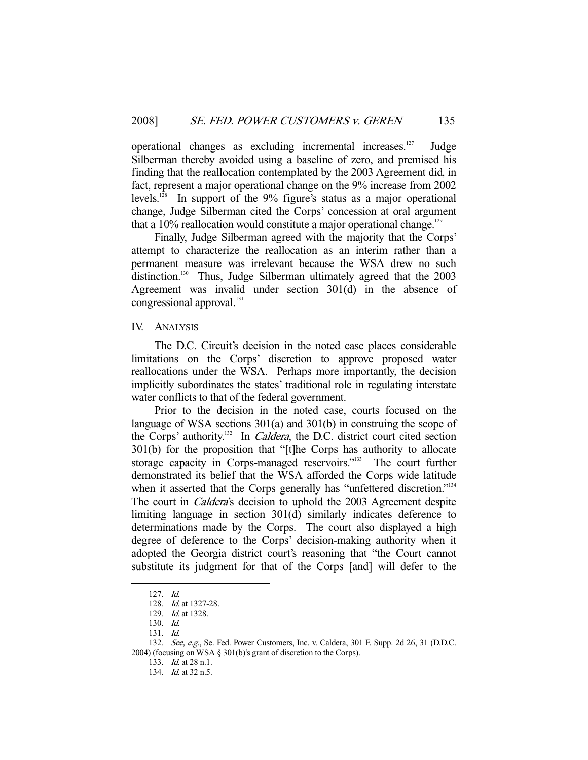operational changes as excluding incremental increases.[127] Judge Silberman thereby avoided using a baseline of zero, and premised his finding that the reallocation contemplated by the 2003 Agreement did, in fact, represent a major operational change on the 9% increase from 2002 levels.[128] In support of the 9% figure's status as a major operational change, Judge Silberman cited the Corps' concession at oral argument that a 10% reallocation would constitute a major operational change.[129]

Finally, Judge Silberman agreed with the majority that the Corps' attempt to characterize the reallocation as an interim rather than a permanent measure was irrelevant because the WSA drew no such distinction.[130] Thus, Judge Silberman ultimately agreed that the 2003 Agreement was invalid under section 301(d) in the absence of congressional approval.[131]

## IV. ANALYSIS

The D.C. Circuit's decision in the noted case places considerable limitations on the Corps' discretion to approve proposed water reallocations under the WSA. Perhaps more importantly, the decision implicitly subordinates the states' traditional role in regulating interstate water conflicts to that of the federal government.

Prior to the decision in the noted case, courts focused on the language of WSA sections 301(a) and 301(b) in construing the scope of the Corps' authority.[132] In *Caldera*, the D.C. district court cited section 301(b) for the proposition that "[t]he Corps has authority to allocate storage capacity in Corps-managed reservoirs."[133] The court further demonstrated its belief that the WSA afforded the Corps wide latitude when it asserted that the Corps generally has "unfettered discretion."[134] The court in *Caldera*'s decision to uphold the 2003 Agreement despite limiting language in section 301(d) similarly indicates deference to determinations made by the Corps. The court also displayed a high degree of deference to the Corps' decision-making authority when it adopted the Georgia district court's reasoning that "the Court cannot substitute its judgment for that of the Corps [and] will defer to the

---

127. *Id.*

128. *Id.* at 1327-28.

129. *Id.* at 1328.

130. *Id.*

131. *Id.*

132. *See, e.g.*, Se. Fed. Power Customers, Inc. v. Caldera, 301 F. Supp. 2d 26, 31 (D.D.C. 2004) (focusing on WSA § 301(b)'s grant of discretion to the Corps).

133. *Id.* at 28 n.1.

134. *Id.* at 32 n.5.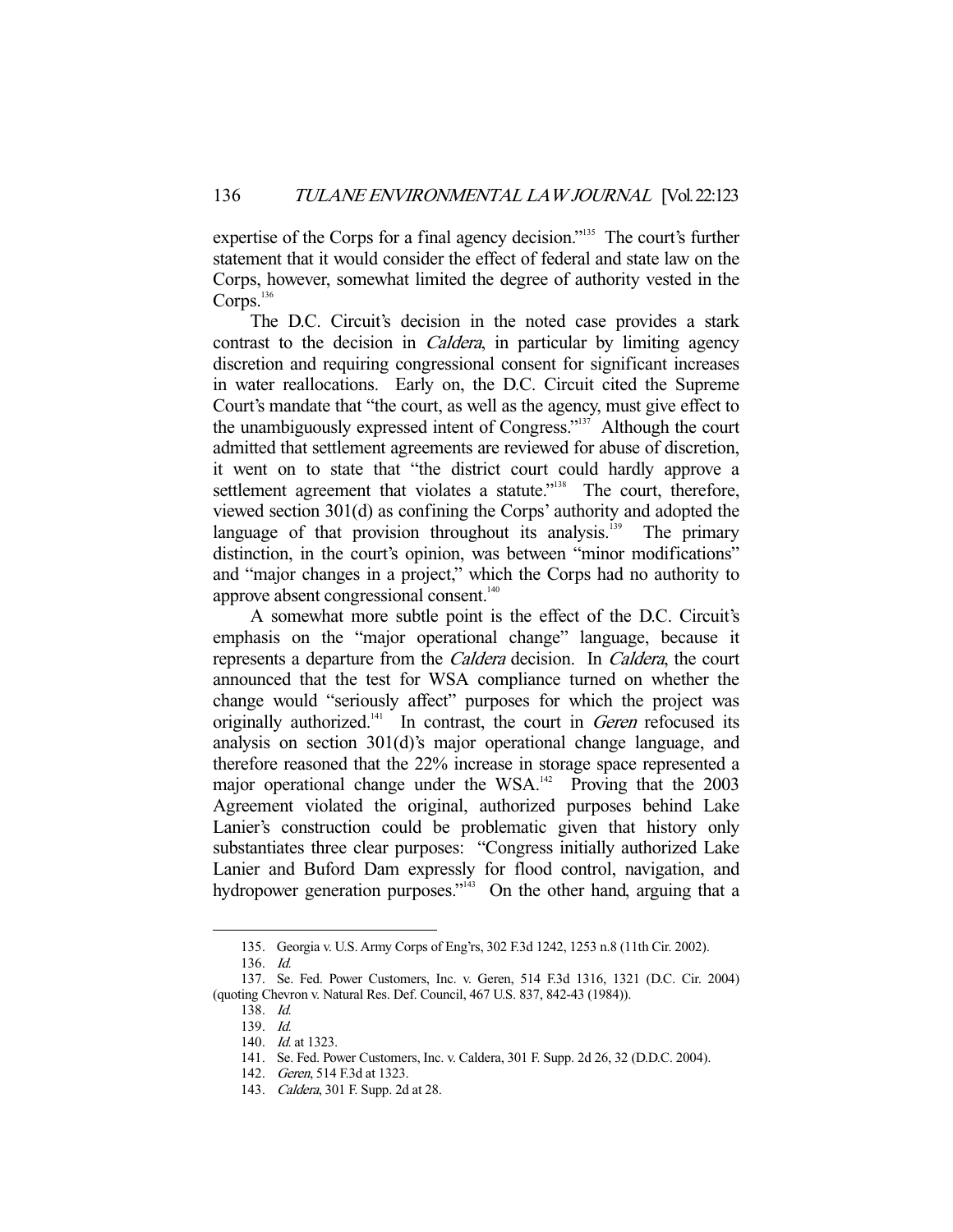expertise of the Corps for a final agency decision."[135] The court's further statement that it would consider the effect of federal and state law on the Corps, however, somewhat limited the degree of authority vested in the Corps.[136]

The D.C. Circuit's decision in the noted case provides a stark contrast to the decision in *Caldera*, in particular by limiting agency discretion and requiring congressional consent for significant increases in water reallocations. Early on, the D.C. Circuit cited the Supreme Court's mandate that "the court, as well as the agency, must give effect to the unambiguously expressed intent of Congress."[137] Although the court admitted that settlement agreements are reviewed for abuse of discretion, it went on to state that "the district court could hardly approve a settlement agreement that violates a statute."[138] The court, therefore, viewed section 301(d) as confining the Corps' authority and adopted the language of that provision throughout its analysis.[139] The primary distinction, in the court's opinion, was between "minor modifications" and "major changes in a project," which the Corps had no authority to approve absent congressional consent.[140]

A somewhat more subtle point is the effect of the D.C. Circuit's emphasis on the "major operational change" language, because it represents a departure from the *Caldera* decision. In *Caldera*, the court announced that the test for WSA compliance turned on whether the change would "seriously affect" purposes for which the project was originally authorized.[141] In contrast, the court in *Geren* refocused its analysis on section 301(d)'s major operational change language, and therefore reasoned that the 22% increase in storage space represented a major operational change under the WSA.[142] Proving that the 2003 Agreement violated the original, authorized purposes behind Lake Lanier's construction could be problematic given that history only substantiates three clear purposes: "Congress initially authorized Lake Lanier and Buford Dam expressly for flood control, navigation, and hydropower generation purposes."[143] On the other hand, arguing that a

---

135. Georgia v. U.S. Army Corps of Eng'rs, 302 F.3d 1242, 1253 n.8 (11th Cir. 2002).

136. *Id.*

137. Se. Fed. Power Customers, Inc. v. Geren, 514 F.3d 1316, 1321 (D.C. Cir. 2004) (quoting Chevron v. Natural Res. Def. Council, 467 U.S. 837, 842-43 (1984)).

138. *Id.*

139. *Id.*

140. *Id.* at 1323.

141. Se. Fed. Power Customers, Inc. v. Caldera, 301 F. Supp. 2d 26, 32 (D.D.C. 2004).

142. *Geren*, 514 F.3d at 1323.

143. *Caldera*, 301 F. Supp. 2d at 28.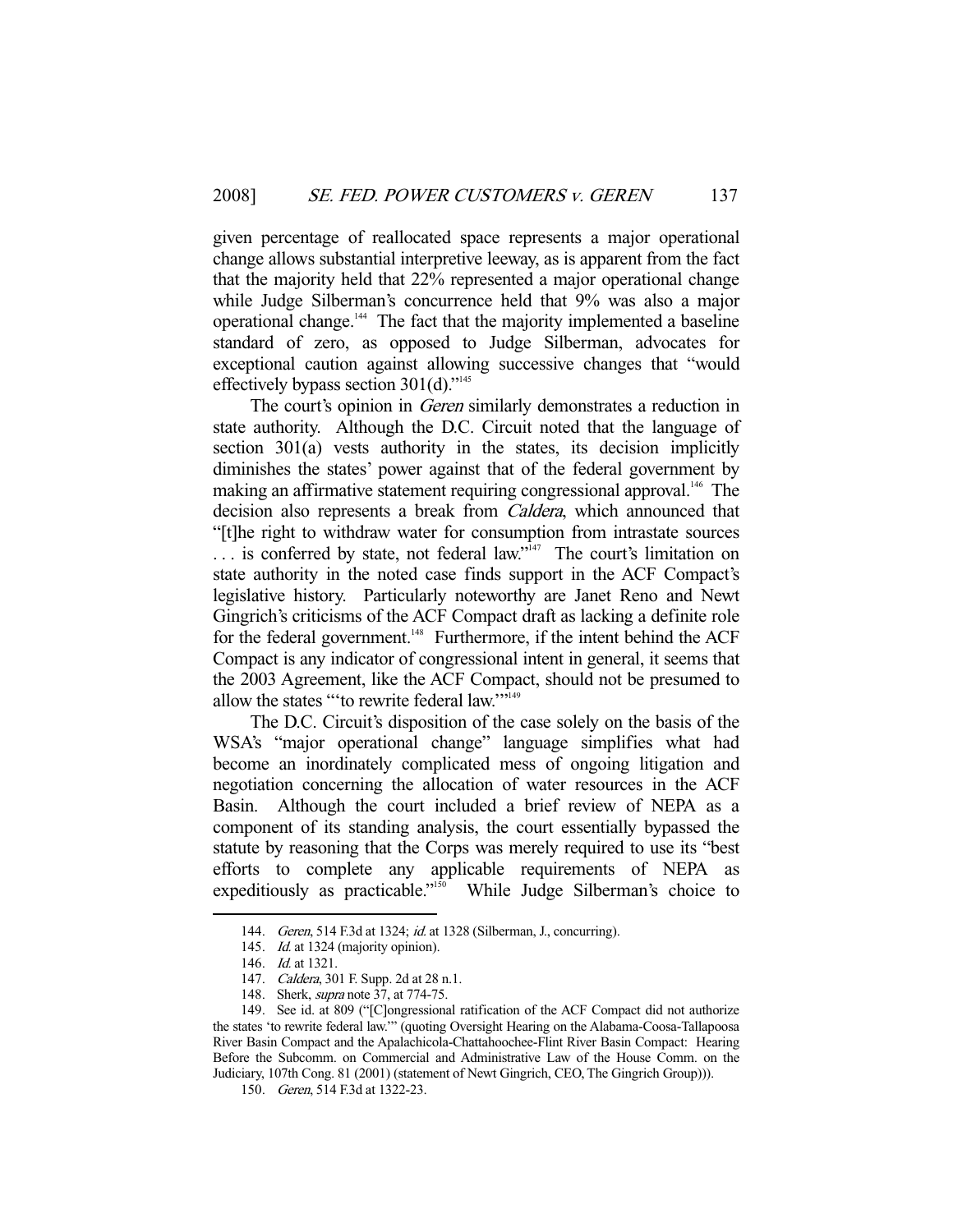given percentage of reallocated space represents a major operational change allows substantial interpretive leeway, as is apparent from the fact that the majority held that 22% represented a major operational change while Judge Silberman's concurrence held that 9% was also a major operational change.[144] The fact that the majority implemented a baseline standard of zero, as opposed to Judge Silberman, advocates for exceptional caution against allowing successive changes that "would effectively bypass section 301(d)."[145]

The court's opinion in *Geren* similarly demonstrates a reduction in state authority. Although the D.C. Circuit noted that the language of section 301(a) vests authority in the states, its decision implicitly diminishes the states' power against that of the federal government by making an affirmative statement requiring congressional approval.[146] The decision also represents a break from *Caldera*, which announced that "[t]he right to withdraw water for consumption from intrastate sources . . . is conferred by state, not federal law."[147] The court's limitation on state authority in the noted case finds support in the ACF Compact's legislative history. Particularly noteworthy are Janet Reno and Newt Gingrich's criticisms of the ACF Compact draft as lacking a definite role for the federal government.[148] Furthermore, if the intent behind the ACF Compact is any indicator of congressional intent in general, it seems that the 2003 Agreement, like the ACF Compact, should not be presumed to allow the states "'to rewrite federal law.'"[149]

The D.C. Circuit's disposition of the case solely on the basis of the WSA's "major operational change" language simplifies what had become an inordinately complicated mess of ongoing litigation and negotiation concerning the allocation of water resources in the ACF Basin. Although the court included a brief review of NEPA as a component of its standing analysis, the court essentially bypassed the statute by reasoning that the Corps was merely required to use its "best efforts to complete any applicable requirements of NEPA as expeditiously as practicable."[150] While Judge Silberman's choice to

---

144. *Geren*, 514 F.3d at 1324; *id.* at 1328 (Silberman, J., concurring).

145. *Id.* at 1324 (majority opinion).

146. *Id.* at 1321.

147. *Caldera*, 301 F. Supp. 2d at 28 n.1.

148. Sherk, *supra* note 37, at 774-75.

149. See id. at 809 ("[C]ongressional ratification of the ACF Compact did not authorize the states 'to rewrite federal law.'" (quoting Oversight Hearing on the Alabama-Coosa-Tallapoosa River Basin Compact and the Apalachicola-Chattahoochee-Flint River Basin Compact: Hearing Before the Subcomm. on Commercial and Administrative Law of the House Comm. on the Judiciary, 107th Cong. 81 (2001) (statement of Newt Gingrich, CEO, The Gingrich Group))).

150. *Geren*, 514 F.3d at 1322-23.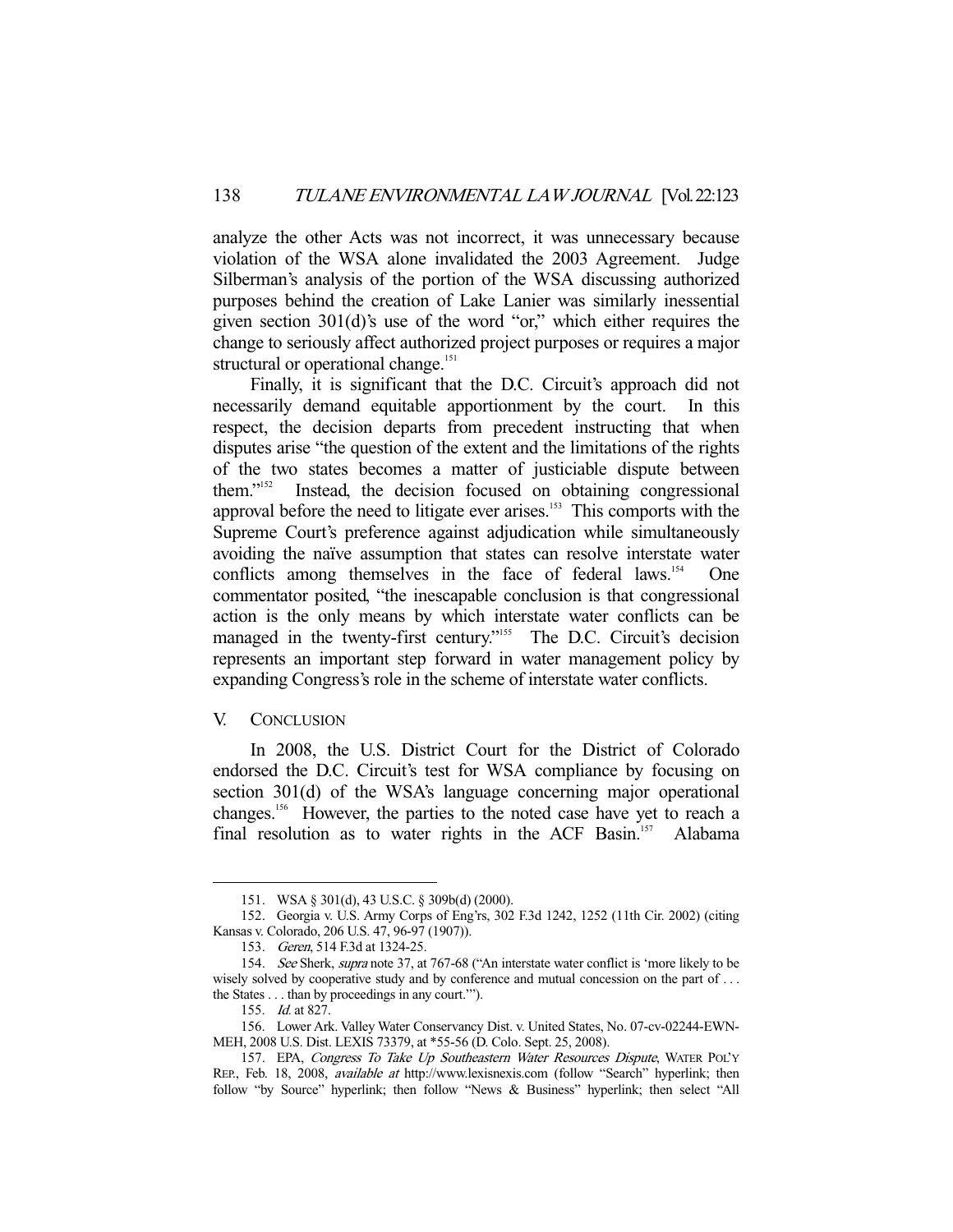analyze the other Acts was not incorrect, it was unnecessary because violation of the WSA alone invalidated the 2003 Agreement. Judge Silberman's analysis of the portion of the WSA discussing authorized purposes behind the creation of Lake Lanier was similarly inessential given section 301(d)'s use of the word "or," which either requires the change to seriously affect authorized project purposes or requires a major structural or operational change.[151]

Finally, it is significant that the D.C. Circuit's approach did not necessarily demand equitable apportionment by the court. In this respect, the decision departs from precedent instructing that when disputes arise "the question of the extent and the limitations of the rights of the two states becomes a matter of justiciable dispute between them."[152] Instead, the decision focused on obtaining congressional approval before the need to litigate ever arises.[153] This comports with the Supreme Court's preference against adjudication while simultaneously avoiding the naïve assumption that states can resolve interstate water conflicts among themselves in the face of federal laws.[154] One commentator posited, "the inescapable conclusion is that congressional action is the only means by which interstate water conflicts can be managed in the twenty-first century."[155] The D.C. Circuit's decision represents an important step forward in water management policy by expanding Congress's role in the scheme of interstate water conflicts.

## V. Conclusion

In 2008, the U.S. District Court for the District of Colorado endorsed the D.C. Circuit's test for WSA compliance by focusing on section 301(d) of the WSA's language concerning major operational changes.[156] However, the parties to the noted case have yet to reach a final resolution as to water rights in the ACF Basin.[157] Alabama

---

151. WSA § 301(d), 43 U.S.C. § 309b(d) (2000).

152. Georgia v. U.S. Army Corps of Eng'rs, 302 F.3d 1242, 1252 (11th Cir. 2002) (citing Kansas v. Colorado, 206 U.S. 47, 96-97 (1907)).

153. *Geren*, 514 F.3d at 1324-25.

154. *See* Sherk, *supra* note 37, at 767-68 ("An interstate water conflict is 'more likely to be wisely solved by cooperative study and by conference and mutual concession on the part of . . . the States . . . than by proceedings in any court.'").

155. *Id.* at 827.

156. Lower Ark. Valley Water Conservancy Dist. v. United States, No. 07-cv-02244-EWN-MEH, 2008 U.S. Dist. LEXIS 73379, at *55-56 (D. Colo. Sept. 25, 2008).

157. EPA, *Congress To Take Up Southeastern Water Resources Dispute*, WATER POL'Y REP., Feb. 18, 2008, *available at* http://www.lexisnexis.com (follow "Search" hyperlink; then follow "by Source" hyperlink; then follow "News & Business" hyperlink; then select "All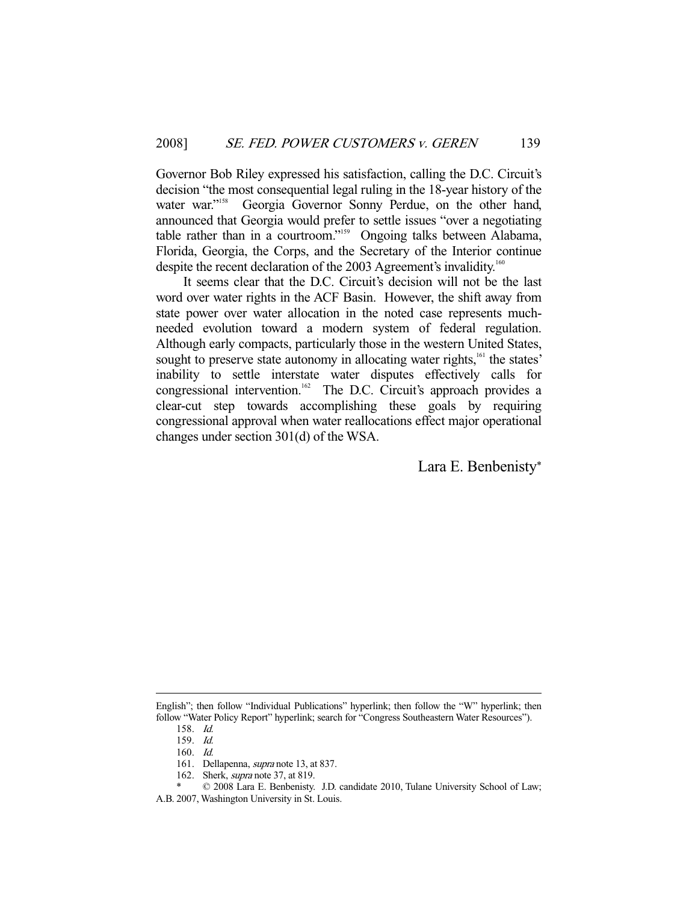Governor Bob Riley expressed his satisfaction, calling the D.C. Circuit's decision "the most consequential legal ruling in the 18-year history of the water war."[158] Georgia Governor Sonny Perdue, on the other hand, announced that Georgia would prefer to settle issues "over a negotiating table rather than in a courtroom."[159] Ongoing talks between Alabama, Florida, Georgia, the Corps, and the Secretary of the Interior continue despite the recent declaration of the 2003 Agreement's invalidity.[160]

It seems clear that the D.C. Circuit's decision will not be the last word over water rights in the ACF Basin. However, the shift away from state power over water allocation in the noted case represents much-needed evolution toward a modern system of federal regulation. Although early compacts, particularly those in the western United States, sought to preserve state autonomy in allocating water rights,[161] the states' inability to settle interstate water disputes effectively calls for congressional intervention.[162] The D.C. Circuit's approach provides a clear-cut step towards accomplishing these goals by requiring congressional approval when water reallocations effect major operational changes under section 301(d) of the WSA.

Lara E. Benbenisty*

---

English"; then follow "Individual Publications" hyperlink; then follow the "W" hyperlink; then follow "Water Policy Report" hyperlink; search for "Congress Southeastern Water Resources").

158. *Id.*

159. *Id.*

160. *Id.*

161. Dellapenna, *supra* note 13, at 837.

162. Sherk, *supra* note 37, at 819.

\* © 2008 Lara E. Benbenisty. J.D. candidate 2010, Tulane University School of Law; A.B. 2007, Washington University in St. Louis.